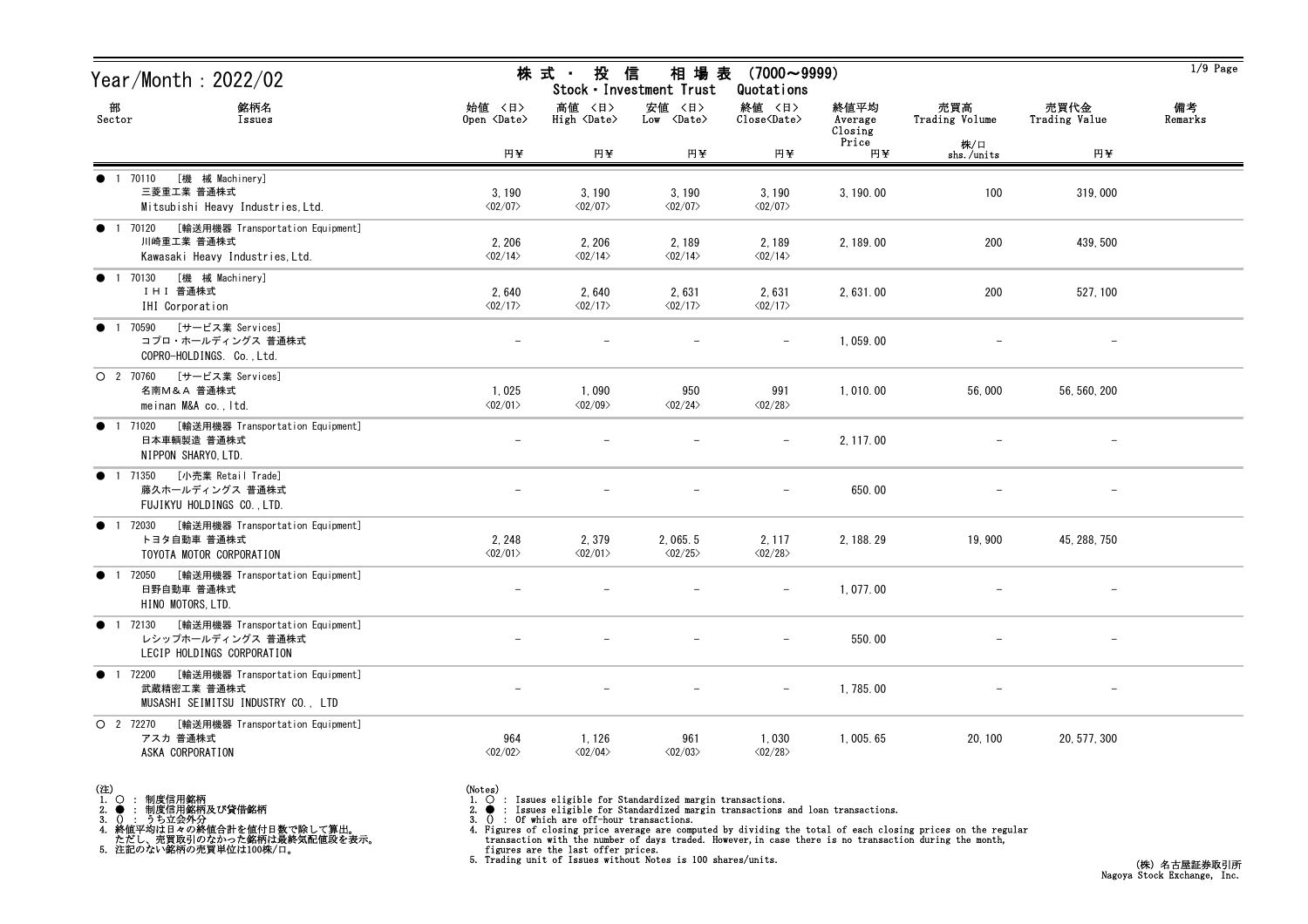# Year/Month : 2022/02

## 株 式 ・ 投 信 相 場 表 (7000～9999)
## Stock・Investment Trust Quotations

| 部 Sector | 銘柄名 Issues | 始値 <日> Open <Date> 円¥ | 高値 <日> High <Date> 円¥ | 安値 <日> Low <Date> 円¥ | 終値 <日> Close<Date> 円¥ | 終値平均 Average Closing Price 円¥ | 売買高 Trading Volume 株/口 shs./units | 売買代金 Trading Value 円¥ | 備考 Remarks |
|---|---|---|---|---|---|---|---|---|---|
| ● 1 70110 [機 械 Machinery] | 三菱重工業 普通株式 Mitsubishi Heavy Industries,Ltd. | 3,190 <02/07> | 3,190 <02/07> | 3,190 <02/07> | 3,190 <02/07> | 3,190.00 | 100 | 319,000 | |
| ● 1 70120 [輸送用機器 Transportation Equipment] | 川崎重工業 普通株式 Kawasaki Heavy Industries,Ltd. | 2,206 <02/14> | 2,206 <02/14> | 2,189 <02/14> | 2,189 <02/14> | 2,189.00 | 200 | 439,500 | |
| ● 1 70130 [機 械 Machinery] | ＩＨＩ 普通株式 IHI Corporation | 2,640 <02/17> | 2,640 <02/17> | 2,631 <02/17> | 2,631 <02/17> | 2,631.00 | 200 | 527,100 | |
| ● 1 70590 [サービス業 Services] | コプロ・ホールディングス 普通株式 COPRO-HOLDINGS. Co.,Ltd. | － | － | － | － | 1,059.00 | － | － | |
| ○ 2 70760 [サービス業 Services] | 名南M＆A 普通株式 meinan M&A co.,ltd. | 1,025 <02/01> | 1,090 <02/09> | 950 <02/24> | 991 <02/28> | 1,010.00 | 56,000 | 56,560,200 | |
| ● 1 71020 [輸送用機器 Transportation Equipment] | 日本車輌製造 普通株式 NIPPON SHARYO,LTD. | － | － | － | － | 2,117.00 | － | － | |
| ● 1 71350 [小売業 Retail Trade] | 藤久ホールディングス 普通株式 FUJIKYU HOLDINGS CO.,LTD. | － | － | － | － | 650.00 | － | － | |
| ● 1 72030 [輸送用機器 Transportation Equipment] | トヨタ自動車 普通株式 TOYOTA MOTOR CORPORATION | 2,248 <02/01> | 2,379 <02/01> | 2,065.5 <02/25> | 2,117 <02/28> | 2,188.29 | 19,900 | 45,288,750 | |
| ● 1 72050 [輸送用機器 Transportation Equipment] | 日野自動車 普通株式 HINO MOTORS,LTD. | － | － | － | － | 1,077.00 | － | － | |
| ● 1 72130 [輸送用機器 Transportation Equipment] | レシップホールディングス 普通株式 LECIP HOLDINGS CORPORATION | － | － | － | － | 550.00 | － | － | |
| ● 1 72200 [輸送用機器 Transportation Equipment] | 武蔵精密工業 普通株式 MUSASHI SEIMITSU INDUSTRY CO., LTD | － | － | － | － | 1,785.00 | － | － | |
| ○ 2 72270 [輸送用機器 Transportation Equipment] | アスカ 普通株式 ASKA CORPORATION | 964 <02/02> | 1,126 <02/04> | 961 <02/03> | 1,030 <02/28> | 1,005.65 | 20,100 | 20,577,300 | |

(注)
1. ○ ： 制度信用銘柄
2. ● ： 制度信用銘柄及び貸借銘柄
3. () ： うち立会外分
4. 終値平均は日々の終値合計を値付日数で除して算出。
   ただし、売買取引のなかった銘柄は最終気配値段を表示。
5. 注記のない銘柄の売買単位は100株/口。

(Notes)
1. ○ : Issues eligible for Standardized margin transactions.
2. ● : Issues eligible for Standardized margin transactions and loan transactions.
3. () : Of which are off-hour transactions.
4. Figures of closing price average are computed by dividing the total of each closing prices on the regular transaction with the number of days traded. However,in case there is no transaction during the month, figures are the last offer prices.
5. Trading unit of Issues without Notes is 100 shares/units.

(株) 名古屋証券取引所
Nagoya Stock Exchange, Inc.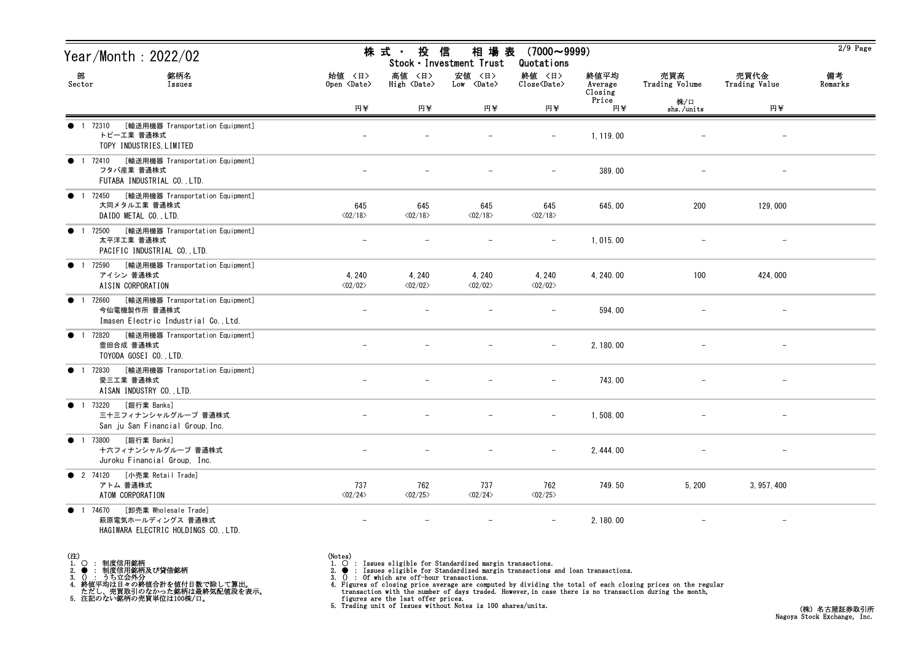# Year/Month : 2022/02

## 株式・投信 相場表 (7000～9999)
## Stock・Investment Trust Quotations

| 部 Sector | 銘柄名 Issues | 始値 <日> Open <Date> 円¥ | 高値 <日> High <Date> 円¥ | 安値 <日> Low <Date> 円¥ | 終値 <日> Close<Date> 円¥ | 終値平均 Average Closing Price 円¥ | 売買高 Trading Volume 株/口 shs./units | 売買代金 Trading Value 円¥ | 備考 Remarks |
|---|---|---|---|---|---|---|---|---|---|
| ● 1 | 72310 [輸送用機器 Transportation Equipment] トピー工業 普通株式 TOPY INDUSTRIES,LIMITED | - | - | - | - | 1,119.00 | - | - | |
| ● 1 | 72410 [輸送用機器 Transportation Equipment] フタバ産業 普通株式 FUTABA INDUSTRIAL CO.,LTD. | - | - | - | - | 389.00 | - | - | |
| ● 1 | 72450 [輸送用機器 Transportation Equipment] 大同メタル工業 普通株式 DAIDO METAL CO.,LTD. | 645 <02/18> | 645 <02/18> | 645 <02/18> | 645 <02/18> | 645.00 | 200 | 129,000 | |
| ● 1 | 72500 [輸送用機器 Transportation Equipment] 太平洋工業 普通株式 PACIFIC INDUSTRIAL CO.,LTD. | - | - | - | - | 1,015.00 | - | - | |
| ● 1 | 72590 [輸送用機器 Transportation Equipment] アイシン 普通株式 AISIN CORPORATION | 4,240 <02/02> | 4,240 <02/02> | 4,240 <02/02> | 4,240 <02/02> | 4,240.00 | 100 | 424,000 | |
| ● 1 | 72660 [輸送用機器 Transportation Equipment] 今仙電機製作所 普通株式 Imasen Electric Industrial Co.,Ltd. | - | - | - | - | 594.00 | - | - | |
| ● 1 | 72820 [輸送用機器 Transportation Equipment] 豊田合成 普通株式 TOYODA GOSEI CO.,LTD. | - | - | - | - | 2,180.00 | - | - | |
| ● 1 | 72830 [輸送用機器 Transportation Equipment] 愛三工業 普通株式 AISAN INDUSTRY CO.,LTD. | - | - | - | - | 743.00 | - | - | |
| ● 1 | 73220 [銀行業 Banks] 三十三フィナンシャルグループ 普通株式 San ju San Financial Group,Inc. | - | - | - | - | 1,508.00 | - | - | |
| ● 1 | 73800 [銀行業 Banks] 十六フィナンシャルグループ 普通株式 Juroku Financial Group, Inc. | - | - | - | - | 2,444.00 | - | - | |
| ● 2 | 74120 [小売業 Retail Trade] アトム 普通株式 ATOM CORPORATION | 737 <02/24> | 762 <02/25> | 737 <02/24> | 762 <02/25> | 749.50 | 5,200 | 3,957,400 | |
| ● 1 | 74670 [卸売業 Wholesale Trade] 萩原電気ホールディングス 普通株式 HAGIWARA ELECTRIC HOLDINGS CO.,LTD. | - | - | - | - | 2,180.00 | - | - | |

(注)
1. ○ : 制度信用銘柄
2. ● : 制度信用銘柄及び貸借銘柄
3. () : うち立会外分
4. 終値平均は日々の終値合計を値付日数で除して算出。
   ただし、売買取引のなかった銘柄は最終気配値段を表示。
5. 注記のない銘柄の売買単位は100株/口。

(Notes)
1. ○ : Issues eligible for Standardized margin transactions.
2. ● : Issues eligible for Standardized margin transactions and loan transactions.
3. () : Of which are off-hour transactions.
4. Figures of closing price average are computed by dividing the total of each closing prices on the regular transaction with the number of days traded. However,in case there is no transaction during the month, figures are the last offer prices.
5. Trading unit of Issues without Notes is 100 shares/units.

(株) 名古屋証券取引所
Nagoya Stock Exchange, Inc.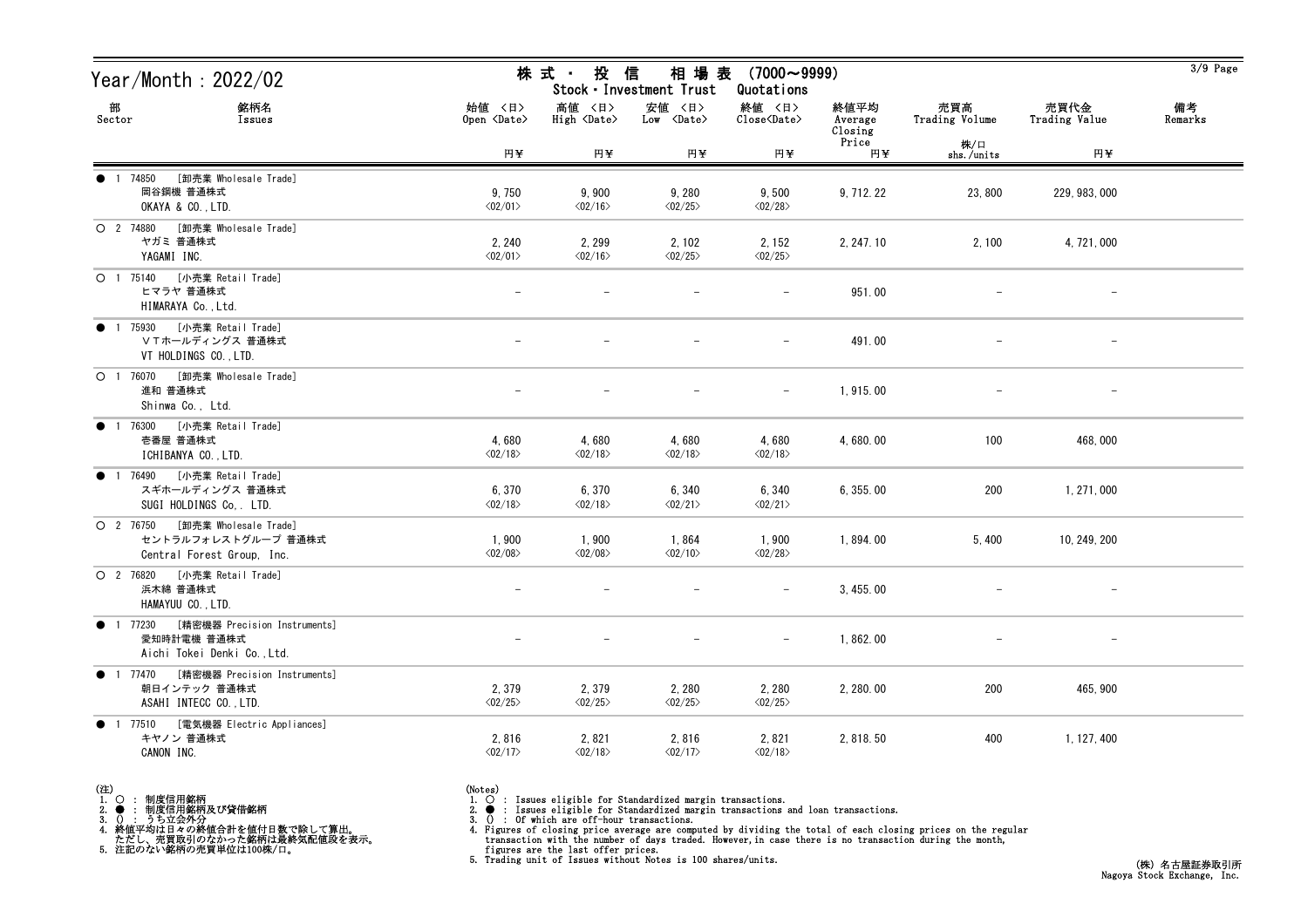# Year/Month : 2022/02

## 株式・投信 相場表 (7000～9999)
## Stock・Investment Trust Quotations

| 部 Sector | 銘柄名 Issues | 始値 <日> Open <Date> 円¥ | 高値 <日> High <Date> 円¥ | 安値 <日> Low <Date> 円¥ | 終値 <日> Close<Date> 円¥ | 終値平均 Average Closing Price 円¥ | 売買高 Trading Volume 株/口 shs./units | 売買代金 Trading Value 円¥ | 備考 Remarks |
|---|---|---|---|---|---|---|---|---|---|
| ● 1 | 74850 [卸売業 Wholesale Trade] 岡谷鋼機 普通株式 OKAYA & CO.,LTD. | 9,750 <02/01> | 9,900 <02/16> | 9,280 <02/25> | 9,500 <02/28> | 9,712.22 | 23,800 | 229,983,000 | |
| ○ 2 | 74880 [卸売業 Wholesale Trade] ヤガミ 普通株式 YAGAMI INC. | 2,240 <02/01> | 2,299 <02/16> | 2,102 <02/25> | 2,152 <02/25> | 2,247.10 | 2,100 | 4,721,000 | |
| ○ 1 | 75140 [小売業 Retail Trade] ヒマラヤ 普通株式 HIMARAYA Co.,Ltd. | － | － | － | － | 951.00 | － | － | |
| ● 1 | 75930 [小売業 Retail Trade] ＶＴホールディングス 普通株式 VT HOLDINGS CO.,LTD. | － | － | － | － | 491.00 | － | － | |
| ○ 1 | 76070 [卸売業 Wholesale Trade] 進和 普通株式 Shinwa Co., Ltd. | － | － | － | － | 1,915.00 | － | － | |
| ● 1 | 76300 [小売業 Retail Trade] 壱番屋 普通株式 ICHIBANYA CO.,LTD. | 4,680 <02/18> | 4,680 <02/18> | 4,680 <02/18> | 4,680 <02/18> | 4,680.00 | 100 | 468,000 | |
| ● 1 | 76490 [小売業 Retail Trade] スギホールディングス 普通株式 SUGI HOLDINGS Co,. LTD. | 6,370 <02/18> | 6,370 <02/18> | 6,340 <02/21> | 6,340 <02/21> | 6,355.00 | 200 | 1,271,000 | |
| ○ 2 | 76750 [卸売業 Wholesale Trade] セントラルフォレストグループ 普通株式 Central Forest Group, Inc. | 1,900 <02/08> | 1,900 <02/08> | 1,864 <02/10> | 1,900 <02/28> | 1,894.00 | 5,400 | 10,249,200 | |
| ○ 2 | 76820 [小売業 Retail Trade] 浜木綿 普通株式 HAMAYUU CO.,LTD. | － | － | － | － | 3,455.00 | － | － | |
| ● 1 | 77230 [精密機器 Precision Instruments] 愛知時計電機 普通株式 Aichi Tokei Denki Co.,Ltd. | － | － | － | － | 1,862.00 | － | － | |
| ● 1 | 77470 [精密機器 Precision Instruments] 朝日インテック 普通株式 ASAHI INTECC CO.,LTD. | 2,379 <02/25> | 2,379 <02/25> | 2,280 <02/25> | 2,280 <02/25> | 2,280.00 | 200 | 465,900 | |
| ● 1 | 77510 [電気機器 Electric Appliances] キヤノン 普通株式 CANON INC. | 2,816 <02/17> | 2,821 <02/18> | 2,816 <02/17> | 2,821 <02/18> | 2,818.50 | 400 | 1,127,400 | |

(注)
1. ○ : 制度信用銘柄
2. ● : 制度信用銘柄及び貸借銘柄
3. () : うち立会外分
4. 終値平均は日々の終値合計を値付日数で除して算出。
 ただし、売買取引のなかった銘柄は最終気配値段を表示。
5. 注記のない銘柄の売買単位は100株/口。

(Notes)
1. ○ : Issues eligible for Standardized margin transactions.
2. ● : Issues eligible for Standardized margin transactions and loan transactions.
3. () : Of which are off-hour transactions.
4. Figures of closing price average are computed by dividing the total of each closing prices on the regular transaction with the number of days traded. However, in case there is no transaction during the month, figures are the last offer prices.
5. Trading unit of Issues without Notes is 100 shares/units.

(株) 名古屋証券取引所
Nagoya Stock Exchange, Inc.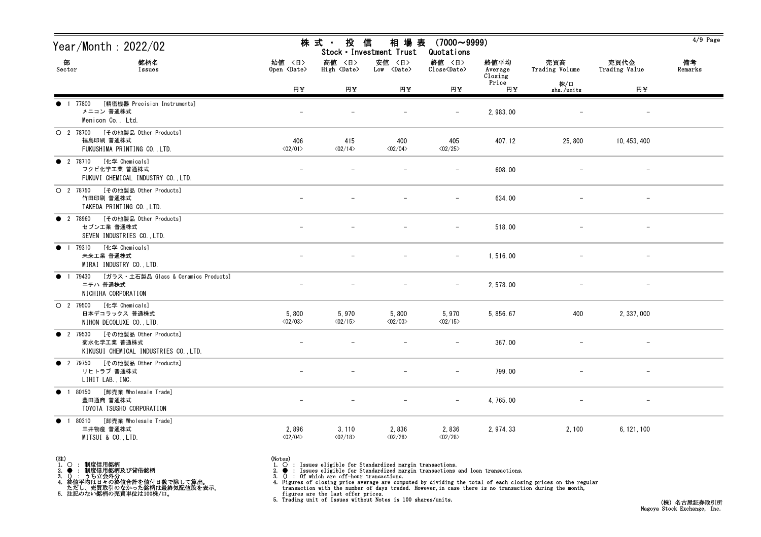# Year/Month : 2022/02

## 株式・投信　相場表　(7000～9999)
## Stock・Investment Trust　Quotations

| 部 Sector | 銘柄名 Issues | 始値 〈日〉 Open 〈Date〉 円¥ | 高値 〈日〉 High 〈Date〉 円¥ | 安値 〈日〉 Low 〈Date〉 円¥ | 終値 〈日〉 Close〈Date〉 円¥ | 終値平均 Average Closing Price 円¥ | 売買高 Trading Volume 株/口 shs./units | 売買代金 Trading Value 円¥ | 備考 Remarks |
|---|---|---|---|---|---|---|---|---|---|
| ● 1 77800 | [精密機器 Precision Instruments] メニコン 普通株式 Menicon Co., Ltd. | - | - | - | - | 2,983.00 | - | - | |
| ○ 2 78700 | [その他製品 Other Products] 福島印刷 普通株式 FUKUSHIMA PRINTING CO.,LTD. | 406 〈02/01〉 | 415 〈02/14〉 | 400 〈02/04〉 | 405 〈02/25〉 | 407.12 | 25,800 | 10,453,400 | |
| ● 2 78710 | [化学 Chemicals] フクビ化学工業 普通株式 FUKUVI CHEMICAL INDUSTRY CO.,LTD. | - | - | - | - | 608.00 | - | - | |
| ○ 2 78750 | [その他製品 Other Products] 竹田印刷 普通株式 TAKEDA PRINTING CO.,LTD. | - | - | - | - | 634.00 | - | - | |
| ● 2 78960 | [その他製品 Other Products] セブン工業 普通株式 SEVEN INDUSTRIES CO.,LTD. | - | - | - | - | 518.00 | - | - | |
| ● 1 79310 | [化学 Chemicals] 未来工業 普通株式 MIRAI INDUSTRY CO.,LTD. | - | - | - | - | 1,516.00 | - | - | |
| ● 1 79430 | [ガラス・土石製品 Glass & Ceramics Products] ニチハ 普通株式 NICHIHA CORPORATION | - | - | - | - | 2,578.00 | - | - | |
| ○ 2 79500 | [化学 Chemicals] 日本デコラックス 普通株式 NIHON DECOLUXE CO.,LTD. | 5,800 〈02/03〉 | 5,970 〈02/15〉 | 5,800 〈02/03〉 | 5,970 〈02/15〉 | 5,856.67 | 400 | 2,337,000 | |
| ● 2 79530 | [その他製品 Other Products] 菊水化学工業 普通株式 KIKUSUI CHEMICAL INDUSTRIES CO.,LTD. | - | - | - | - | 367.00 | - | - | |
| ● 2 79750 | [その他製品 Other Products] リヒトラブ 普通株式 LIHIT LAB.,INC. | - | - | - | - | 799.00 | - | - | |
| ● 1 80150 | [卸売業 Wholesale Trade] 豊田通商 普通株式 TOYOTA TSUSHO CORPORATION | - | - | - | - | 4,765.00 | - | - | |
| ● 1 80310 | [卸売業 Wholesale Trade] 三井物産 普通株式 MITSUI & CO.,LTD. | 2,896 〈02/04〉 | 3,110 〈02/18〉 | 2,836 〈02/28〉 | 2,836 〈02/28〉 | 2,974.33 | 2,100 | 6,121,100 | |

(注)
1. ○ : 制度信用銘柄
2. ● : 制度信用銘柄及び貸借銘柄
3. () : うち立会外分
4. 終値平均は日々の終値合計を値付日数で除して算出。
   ただし、売買取引のなかった銘柄は最終気配値段を表示。
5. 注記のない銘柄の売買単位は100株/口。

(Notes)
1. ○ : Issues eligible for Standardized margin transactions.
2. ● : Issues eligible for Standardized margin transactions and loan transactions.
3. () : Of which are off-hour transactions.
4. Figures of closing price average are computed by dividing the total of each closing prices on the regular transaction with the number of days traded. However, in case there is no transaction during the month, figures are the last offer prices.
5. Trading unit of Issues without Notes is 100 shares/units.

(株) 名古屋証券取引所
Nagoya Stock Exchange, Inc.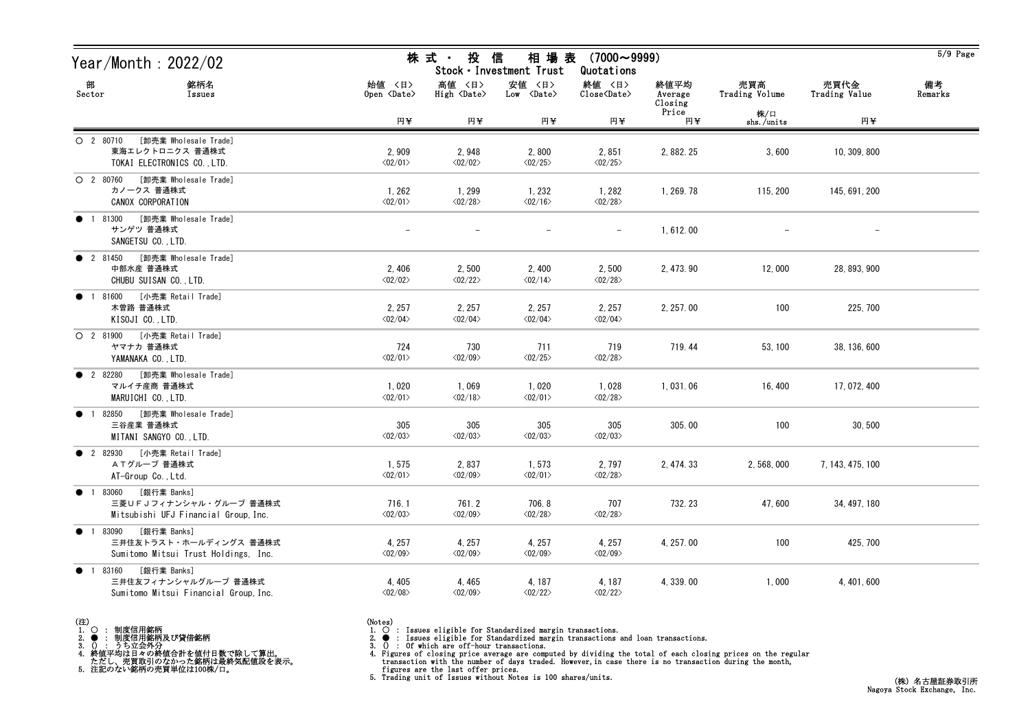# Year/Month : 2022/02

## 株 式 ・ 投 信 相 場 表 (7000～9999)
Stock・Investment Trust Quotations

| 部 Sector | 銘柄名 Issues | 始値 <日> Open <Date> 円¥ | 高値 <日> High <Date> 円¥ | 安値 <日> Low <Date> 円¥ | 終値 <日> Close<Date> 円¥ | 終値平均 Average Closing Price 円¥ | 売買高 Trading Volume 株/口 shs./units | 売買代金 Trading Value 円¥ | 備考 Remarks |
|---|---|---|---|---|---|---|---|---|---|
| ○ 2 80710 | [卸売業 Wholesale Trade] 東海エレクトロニクス 普通株式 TOKAI ELECTRONICS CO.,LTD. | 2,909 <02/01> | 2,948 <02/02> | 2,800 <02/25> | 2,851 <02/25> | 2,882.25 | 3,600 | 10,309,800 | |
| ○ 2 80760 | [卸売業 Wholesale Trade] カノークス 普通株式 CANOX CORPORATION | 1,262 <02/01> | 1,299 <02/28> | 1,232 <02/16> | 1,282 <02/28> | 1,269.78 | 115,200 | 145,691,200 | |
| ● 1 81300 | [卸売業 Wholesale Trade] サンゲツ 普通株式 SANGETSU CO.,LTD. | - | - | - | - | 1,612.00 | - | - | |
| ● 2 81450 | [卸売業 Wholesale Trade] 中部水産 普通株式 CHUBU SUISAN CO.,LTD. | 2,406 <02/02> | 2,500 <02/22> | 2,400 <02/14> | 2,500 <02/28> | 2,473.90 | 12,000 | 28,893,900 | |
| ● 1 81600 | [小売業 Retail Trade] 木曽路 普通株式 KISOJI CO.,LTD. | 2,257 <02/04> | 2,257 <02/04> | 2,257 <02/04> | 2,257 <02/04> | 2,257.00 | 100 | 225,700 | |
| ○ 2 81900 | [小売業 Retail Trade] ヤマナカ 普通株式 YAMANAKA CO.,LTD. | 724 <02/01> | 730 <02/09> | 711 <02/25> | 719 <02/28> | 719.44 | 53,100 | 38,136,600 | |
| ● 2 82280 | [卸売業 Wholesale Trade] マルイチ産商 普通株式 MARUICHI CO.,LTD. | 1,020 <02/01> | 1,069 <02/18> | 1,020 <02/01> | 1,028 <02/28> | 1,031.06 | 16,400 | 17,072,400 | |
| ● 1 82850 | [卸売業 Wholesale Trade] 三谷産業 普通株式 MITANI SANGYO CO.,LTD. | 305 <02/03> | 305 <02/03> | 305 <02/03> | 305 <02/03> | 305.00 | 100 | 30,500 | |
| ● 2 82930 | [小売業 Retail Trade] ＡＴグループ 普通株式 AT-Group Co.,Ltd. | 1,575 <02/01> | 2,837 <02/09> | 1,573 <02/01> | 2,797 <02/28> | 2,474.33 | 2,568,000 | 7,143,475,100 | |
| ● 1 83060 | [銀行業 Banks] 三菱ＵＦＪフィナンシャル・グループ 普通株式 Mitsubishi UFJ Financial Group,Inc. | 716.1 <02/03> | 761.2 <02/09> | 706.8 <02/28> | 707 <02/28> | 732.23 | 47,600 | 34,497,180 | |
| ● 1 83090 | [銀行業 Banks] 三井住友トラスト・ホールディングス 普通株式 Sumitomo Mitsui Trust Holdings, Inc. | 4,257 <02/09> | 4,257 <02/09> | 4,257 <02/09> | 4,257 <02/09> | 4,257.00 | 100 | 425,700 | |
| ● 1 83160 | [銀行業 Banks] 三井住友フィナンシャルグループ 普通株式 Sumitomo Mitsui Financial Group,Inc. | 4,405 <02/08> | 4,465 <02/09> | 4,187 <02/22> | 4,187 <02/22> | 4,339.00 | 1,000 | 4,401,600 | |

(注)
1. ○ : 制度信用銘柄
2. ● : 制度信用銘柄及び貸借銘柄
3. () : うち立会外分
4. 終値平均は日々の終値合計を値付日数で除して算出。
 ただし、売買取引のなかった銘柄は最終気配値段を表示。
5. 注記のない銘柄の売買単位は100株/口。

(Notes)
1. ○ : Issues eligible for Standardized margin transactions.
2. ● : Issues eligible for Standardized margin transactions and loan transactions.
3. () : Of which are off-hour transactions.
4. Figures of closing price average are computed by dividing the total of each closing prices on the regular transaction with the number of days traded. However,in case there is no transaction during the month, figures are the last offer prices.
5. Trading unit of Issues without Notes is 100 shares/units.

(株) 名古屋証券取引所
Nagoya Stock Exchange, Inc.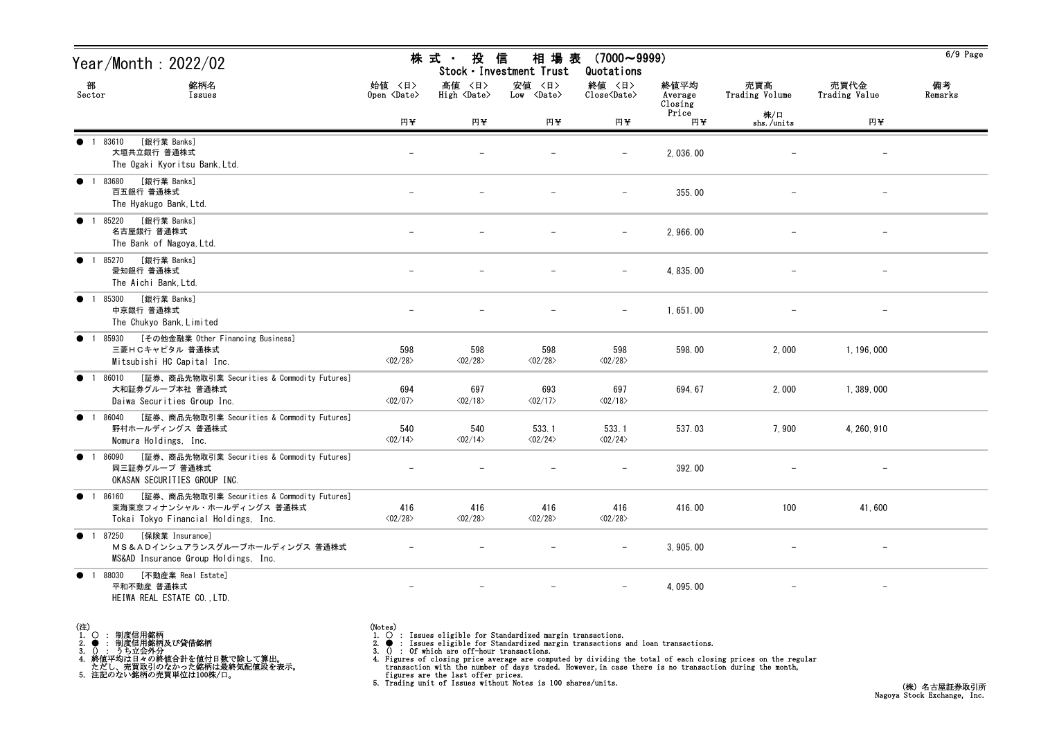# Year/Month : 2022/02

## 株 式 ・ 投 信 相 場 表 (7000～9999)
Stock・Investment Trust Quotations

| 部 Sector | 銘柄名 Issues | 始値 <日> Open <Date> 円¥ | 高値 <日> High <Date> 円¥ | 安値 <日> Low <Date> 円¥ | 終値 <日> Close<Date> 円¥ | 終値平均 Average Closing Price 円¥ | 売買高 Trading Volume 株/口 shs./units | 売買代金 Trading Value 円¥ | 備考 Remarks |
|---|---|---|---|---|---|---|---|---|---|
| ● 1 | 83610 [銀行業 Banks] 大垣共立銀行 普通株式 The Ogaki Kyoritsu Bank,Ltd. | − | − | − | − | 2,036.00 | − | − | |
| ● 1 | 83680 [銀行業 Banks] 百五銀行 普通株式 The Hyakugo Bank,Ltd. | − | − | − | − | 355.00 | − | − | |
| ● 1 | 85220 [銀行業 Banks] 名古屋銀行 普通株式 The Bank of Nagoya,Ltd. | − | − | − | − | 2,966.00 | − | − | |
| ● 1 | 85270 [銀行業 Banks] 愛知銀行 普通株式 The Aichi Bank,Ltd. | − | − | − | − | 4,835.00 | − | − | |
| ● 1 | 85300 [銀行業 Banks] 中京銀行 普通株式 The Chukyo Bank,Limited | − | − | − | − | 1,651.00 | − | − | |
| ● 1 | 85930 [その他金融業 Other Financing Business] 三菱ＨＣキャピタル 普通株式 Mitsubishi HC Capital Inc. | 598 <02/28> | 598 <02/28> | 598 <02/28> | 598 <02/28> | 598.00 | 2,000 | 1,196,000 | |
| ● 1 | 86010 [証券、商品先物取引業 Securities & Commodity Futures] 大和証券グループ本社 普通株式 Daiwa Securities Group Inc. | 694 <02/07> | 697 <02/18> | 693 <02/17> | 697 <02/18> | 694.67 | 2,000 | 1,389,000 | |
| ● 1 | 86040 [証券、商品先物取引業 Securities & Commodity Futures] 野村ホールディングス 普通株式 Nomura Holdings, Inc. | 540 <02/14> | 540 <02/14> | 533.1 <02/24> | 533.1 <02/24> | 537.03 | 7,900 | 4,260,910 | |
| ● 1 | 86090 [証券、商品先物取引業 Securities & Commodity Futures] 岡三証券グループ 普通株式 OKASAN SECURITIES GROUP INC. | − | − | − | − | 392.00 | − | − | |
| ● 1 | 86160 [証券、商品先物取引業 Securities & Commodity Futures] 東海東京フィナンシャル・ホールディングス 普通株式 Tokai Tokyo Financial Holdings, Inc. | 416 <02/28> | 416 <02/28> | 416 <02/28> | 416 <02/28> | 416.00 | 100 | 41,600 | |
| ● 1 | 87250 [保険業 Insurance] ＭＳ＆ＡＤインシュアランスグループホールディングス 普通株式 MS&AD Insurance Group Holdings, Inc. | − | − | − | − | 3,905.00 | − | − | |
| ● 1 | 88030 [不動産業 Real Estate] 平和不動産 普通株式 HEIWA REAL ESTATE CO.,LTD. | − | − | − | − | 4,095.00 | − | − | |

(注)
1. ○ ： 制度信用銘柄
2. ● ： 制度信用銘柄及び貸借銘柄
3. () ： うち立会外分
4. 終値平均は日々の終値合計を値付日数で除して算出。
   ただし、売買取引のなかった銘柄は最終気配値段を表示。
5. 注記のない銘柄の売買単位は100株/口。

(Notes)
1. ○ : Issues eligible for Standardized margin transactions.
2. ● : Issues eligible for Standardized margin transactions and loan transactions.
3. () : Of which are off-hour transactions.
4. Figures of closing price average are computed by dividing the total of each closing prices on the regular transaction with the number of days traded. However, in case there is no transaction during the month, figures are the last offer prices.
5. Trading unit of Issues without Notes is 100 shares/units.

(株) 名古屋証券取引所
Nagoya Stock Exchange, Inc.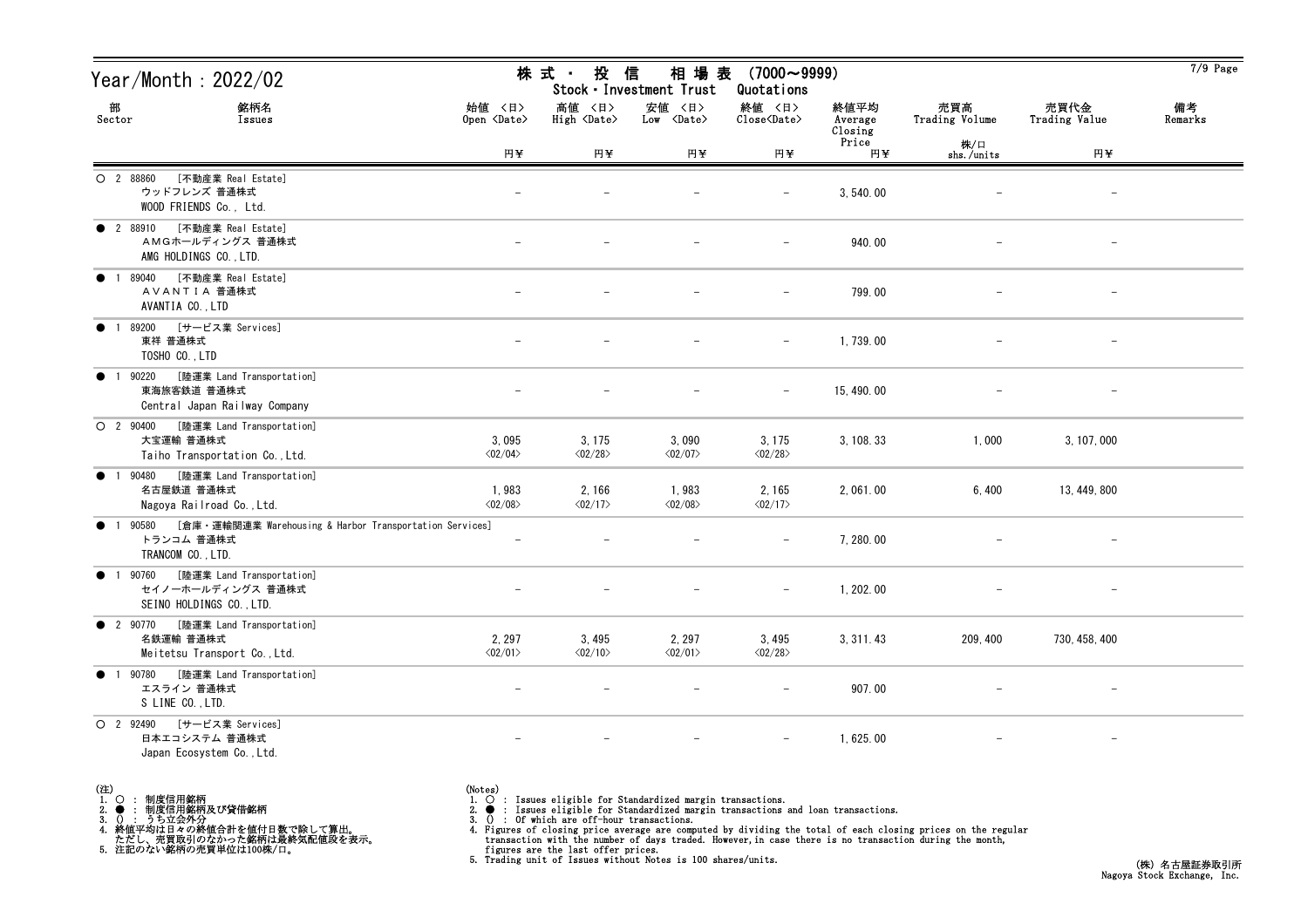# Year/Month : 2022/02

## 株式・投信 相場表 (7000～9999)
## Stock・Investment Trust Quotations

| 部 Sector | 銘柄名 Issues | 始値 <日> Open <Date> 円¥ | 高値 <日> High <Date> 円¥ | 安値 <日> Low <Date> 円¥ | 終値 <日> Close<Date> 円¥ | 終値平均 Average Closing Price 円¥ | 売買高 Trading Volume 株/口 shs./units | 売買代金 Trading Value 円¥ | 備考 Remarks |
|---|---|---|---|---|---|---|---|---|---|
| ○ 2 88860 | [不動産業 Real Estate] ウッドフレンズ 普通株式 WOOD FRIENDS Co., Ltd. | － | － | － | － | 3,540.00 | － | － | |
| ● 2 88910 | [不動産業 Real Estate] ＡＭＧホールディングス 普通株式 AMG HOLDINGS CO.,LTD. | － | － | － | － | 940.00 | － | － | |
| ● 1 89040 | [不動産業 Real Estate] ＡＶＡＮＴＩＡ 普通株式 AVANTIA CO.,LTD | － | － | － | － | 799.00 | － | － | |
| ● 1 89200 | [サービス業 Services] 東祥 普通株式 TOSHO CO.,LTD | － | － | － | － | 1,739.00 | － | － | |
| ● 1 90220 | [陸運業 Land Transportation] 東海旅客鉄道 普通株式 Central Japan Railway Company | － | － | － | － | 15,490.00 | － | － | |
| ○ 2 90400 | [陸運業 Land Transportation] 大宝運輸 普通株式 Taiho Transportation Co.,Ltd. | 3,095 <02/04> | 3,175 <02/28> | 3,090 <02/07> | 3,175 <02/28> | 3,108.33 | 1,000 | 3,107,000 | |
| ● 1 90480 | [陸運業 Land Transportation] 名古屋鉄道 普通株式 Nagoya Railroad Co.,Ltd. | 1,983 <02/08> | 2,166 <02/17> | 1,983 <02/08> | 2,165 <02/17> | 2,061.00 | 6,400 | 13,449,800 | |
| ● 1 90580 | [倉庫・運輸関連業 Warehousing & Harbor Transportation Services] トランコム 普通株式 TRANCOM CO.,LTD. | － | － | － | － | 7,280.00 | － | － | |
| ● 1 90760 | [陸運業 Land Transportation] セイノーホールディングス 普通株式 SEINO HOLDINGS CO.,LTD. | － | － | － | － | 1,202.00 | － | － | |
| ● 2 90770 | [陸運業 Land Transportation] 名鉄運輸 普通株式 Meitetsu Transport Co.,Ltd. | 2,297 <02/01> | 3,495 <02/10> | 2,297 <02/01> | 3,495 <02/28> | 3,311.43 | 209,400 | 730,458,400 | |
| ● 1 90780 | [陸運業 Land Transportation] エスライン 普通株式 S LINE CO.,LTD. | － | － | － | － | 907.00 | － | － | |
| ○ 2 92490 | [サービス業 Services] 日本エコシステム 普通株式 Japan Ecosystem Co.,Ltd. | － | － | － | － | 1,625.00 | － | － | |

(注)
1. ○ : 制度信用銘柄
2. ● : 制度信用銘柄及び貸借銘柄
3. () : うち立会外分
4. 終値平均は日々の終値合計を値付日数で除して算出。
 ただし、売買取引のなかった銘柄は最終気配値段を表示。
5. 注記のない銘柄の売買単位は100株/口。

(Notes)
1. ○ : Issues eligible for Standardized margin transactions.
2. ● : Issues eligible for Standardized margin transactions and loan transactions.
3. () : Of which are off-hour transactions.
4. Figures of closing price average are computed by dividing the total of each closing prices on the regular transaction with the number of days traded. However,in case there is no transaction during the month, figures are the last offer prices.
5. Trading unit of Issues without Notes is 100 shares/units.

(株) 名古屋証券取引所
Nagoya Stock Exchange, Inc.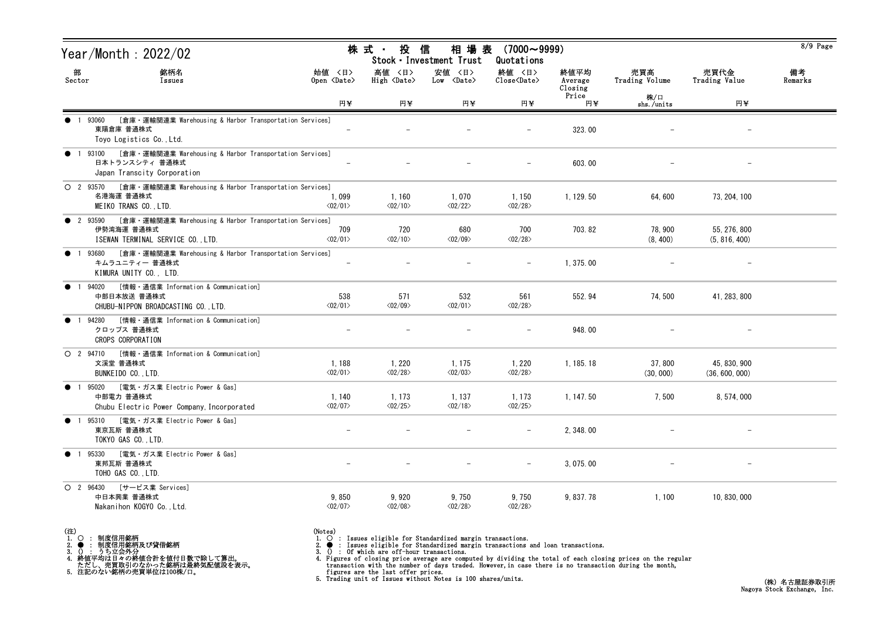# Year/Month : 2022/02

## 株式・投信 相場表 (7000～9999)
## Stock・Investment Trust Quotations

| 部 Sector | 銘柄名 Issues | 始値 <日> Open <Date> 円¥ | 高値 <日> High <Date> 円¥ | 安値 <日> Low <Date> 円¥ | 終値 <日> Close<Date> 円¥ | 終値平均 Average Closing Price 円¥ | 売買高 Trading Volume 株/口 shs./units | 売買代金 Trading Value 円¥ | 備考 Remarks |
|---|---|---|---|---|---|---|---|---|---|
| ● 1 | 93060 [倉庫・運輸関連業 Warehousing & Harbor Transportation Services] 東陽倉庫 普通株式 Toyo Logistics Co.,Ltd. | － | － | － | － | 323.00 | － | － | |
| ● 1 | 93100 [倉庫・運輸関連業 Warehousing & Harbor Transportation Services] 日本トランスシティ 普通株式 Japan Transcity Corporation | － | － | － | － | 603.00 | － | － | |
| ○ 2 | 93570 [倉庫・運輸関連業 Warehousing & Harbor Transportation Services] 名港海運 普通株式 MEIKO TRANS CO.,LTD. | 1,099 <02/01> | 1,160 <02/10> | 1,070 <02/22> | 1,150 <02/28> | 1,129.50 | 64,600 | 73,204,100 | |
| ● 2 | 93590 [倉庫・運輸関連業 Warehousing & Harbor Transportation Services] 伊勢湾海運 普通株式 ISEWAN TERMINAL SERVICE CO.,LTD. | 709 <02/01> | 720 <02/10> | 680 <02/09> | 700 <02/28> | 703.82 | 78,900 (8,400) | 55,276,800 (5,816,400) | |
| ● 1 | 93680 [倉庫・運輸関連業 Warehousing & Harbor Transportation Services] キムラユニティー 普通株式 KIMURA UNITY CO., LTD. | － | － | － | － | 1,375.00 | － | － | |
| ● 1 | 94020 [情報・通信業 Information & Communication] 中部日本放送 普通株式 CHUBU-NIPPON BROADCASTING CO.,LTD. | 538 <02/01> | 571 <02/09> | 532 <02/01> | 561 <02/28> | 552.94 | 74,500 | 41,283,800 | |
| ● 1 | 94280 [情報・通信業 Information & Communication] クロップス 普通株式 CROPS CORPORATION | － | － | － | － | 948.00 | － | － | |
| ○ 2 | 94710 [情報・通信業 Information & Communication] 文溪堂 普通株式 BUNKEIDO CO.,LTD. | 1,188 <02/01> | 1,220 <02/28> | 1,175 <02/03> | 1,220 <02/28> | 1,185.18 | 37,800 (30,000) | 45,830,900 (36,600,000) | |
| ● 1 | 95020 [電気・ガス業 Electric Power & Gas] 中部電力 普通株式 Chubu Electric Power Company,Incorporated | 1,140 <02/07> | 1,173 <02/25> | 1,137 <02/18> | 1,173 <02/25> | 1,147.50 | 7,500 | 8,574,000 | |
| ● 1 | 95310 [電気・ガス業 Electric Power & Gas] 東京瓦斯 普通株式 TOKYO GAS CO.,LTD. | － | － | － | － | 2,348.00 | － | － | |
| ● 1 | 95330 [電気・ガス業 Electric Power & Gas] 東邦瓦斯 普通株式 TOHO GAS CO.,LTD. | － | － | － | － | 3,075.00 | － | － | |
| ○ 2 | 96430 [サービス業 Services] 中日本興業 普通株式 Nakanihon KOGYO Co.,Ltd. | 9,850 <02/07> | 9,920 <02/08> | 9,750 <02/28> | 9,750 <02/28> | 9,837.78 | 1,100 | 10,830,000 | |

(注)
1. ○ : 制度信用銘柄
2. ● : 制度信用銘柄及び貸借銘柄
3. () : うち立会外分
4. 終値平均は日々の終値合計を値付日数で除して算出。
   ただし、売買取引のなかった銘柄は最終気配値段を表示。
5. 注記のない銘柄の売買単位は100株/口。

(Notes)
1. ○ : Issues eligible for Standardized margin transactions.
2. ● : Issues eligible for Standardized margin transactions and loan transactions.
3. () : Of which are off-hour transactions.
4. Figures of closing price average are computed by dividing the total of each closing prices on the regular transaction with the number of days traded. However,in case there is no transaction during the month, figures are the last offer prices.
5. Trading unit of Issues without Notes is 100 shares/units.

(株) 名古屋証券取引所
Nagoya Stock Exchange, Inc.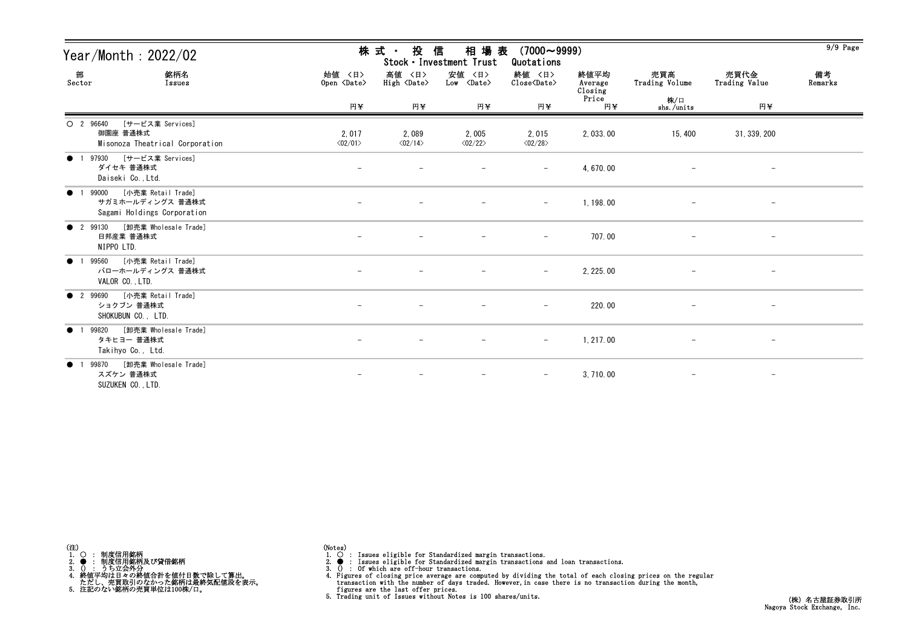# Year/Month : 2022/02

## 株式・投信 相場表 (7000～9999)
Stock・Investment Trust Quotations

| 部 Sector | 銘柄名 Issues | 始値 〈日〉 Open 〈Date〉 円¥ | 高値 〈日〉 High 〈Date〉 円¥ | 安値 〈日〉 Low 〈Date〉 円¥ | 終値 〈日〉 Close〈Date〉 円¥ | 終値平均 Average Closing Price 円¥ | 売買高 Trading Volume 株/口 shs./units | 売買代金 Trading Value 円¥ | 備考 Remarks |
|---|---|---|---|---|---|---|---|---|---|
| ○ 2 | 96640 [サービス業 Services] 御園座 普通株式 Misonoza Theatrical Corporation | 2,017 〈02/01〉 | 2,089 〈02/14〉 | 2,005 〈02/22〉 | 2,015 〈02/28〉 | 2,033.00 | 15,400 | 31,339,200 | |
| ● 1 | 97930 [サービス業 Services] ダイセキ 普通株式 Daiseki Co.,Ltd. | - | - | - | - | 4,670.00 | - | - | |
| ● 1 | 99000 [小売業 Retail Trade] サガミホールディングス 普通株式 Sagami Holdings Corporation | - | - | - | - | 1,198.00 | - | - | |
| ● 2 | 99130 [卸売業 Wholesale Trade] 日邦産業 普通株式 NIPPO LTD. | - | - | - | - | 707.00 | - | - | |
| ● 1 | 99560 [小売業 Retail Trade] バローホールディングス 普通株式 VALOR CO.,LTD. | - | - | - | - | 2,225.00 | - | - | |
| ● 2 | 99690 [小売業 Retail Trade] ショクブン 普通株式 SHOKUBUN CO., LTD. | - | - | - | - | 220.00 | - | - | |
| ● 1 | 99820 [卸売業 Wholesale Trade] タキヒヨー 普通株式 Takihyo Co., Ltd. | - | - | - | - | 1,217.00 | - | - | |
| ● 1 | 99870 [卸売業 Wholesale Trade] スズケン 普通株式 SUZUKEN CO.,LTD. | - | - | - | - | 3,710.00 | - | - | |

(注)
1. ○ : 制度信用銘柄
2. ● : 制度信用銘柄及び貸借銘柄
3. () : うち立会外分
4. 終値平均は日々の終値合計を値付日数で除して算出。
   ただし、売買取引のなかった銘柄は最終気配値段を表示。
5. 注記のない銘柄の売買単位は100株/口。

(Notes)
1. ○ : Issues eligible for Standardized margin transactions.
2. ● : Issues eligible for Standardized margin transactions and loan transactions.
3. () : Of which are off-hour transactions.
4. Figures of closing price average are computed by dividing the total of each closing prices on the regular transaction with the number of days traded. However, in case there is no transaction during the month, figures are the last offer prices.
5. Trading unit of Issues without Notes is 100 shares/units.

(株) 名古屋証券取引所
Nagoya Stock Exchange, Inc.